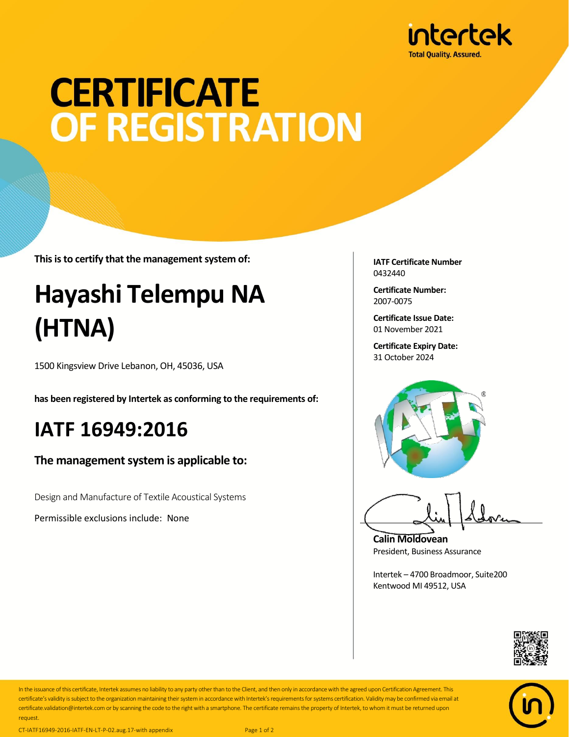intertek

Total Quality. Assured.

# CERTIFICATE OF REGISTRATION

**This is to certify that the management system of:**

## Hayashi Telempu NA (HTNA)

1500 Kingsview Drive Lebanon, OH, 45036, USA

**has been registered by Intertek as conforming to the requirements of:**

## IATF 16949:2016

### The management system is applicable to:

Design and Manufacture of Textile Acoustical Systems

Permissible exclusions include: None

**IATF Certificate Number**
0432440

**Certificate Number:**
2007-0075

**Certificate Issue Date:**
01 November 2021

**Certificate Expiry Date:**
31 October 2024

**Calin Moldovean**
President, Business Assurance

Intertek – 4700 Broadmoor, Suite200
Kentwood MI 49512, USA

In the issuance of this certificate, Intertek assumes no liability to any party other than to the Client, and then only in accordance with the agreed upon Certification Agreement. This certificate's validity is subject to the organization maintaining their system in accordance with Intertek's requirements for systems certification. Validity may be confirmed via email at certificate.validation@intertek.com or by scanning the code to the right with a smartphone. The certificate remains the property of Intertek, to whom it must be returned upon request.

CT-IATF16949-2016-IATF-EN-LT-P-02.aug.17-with appendix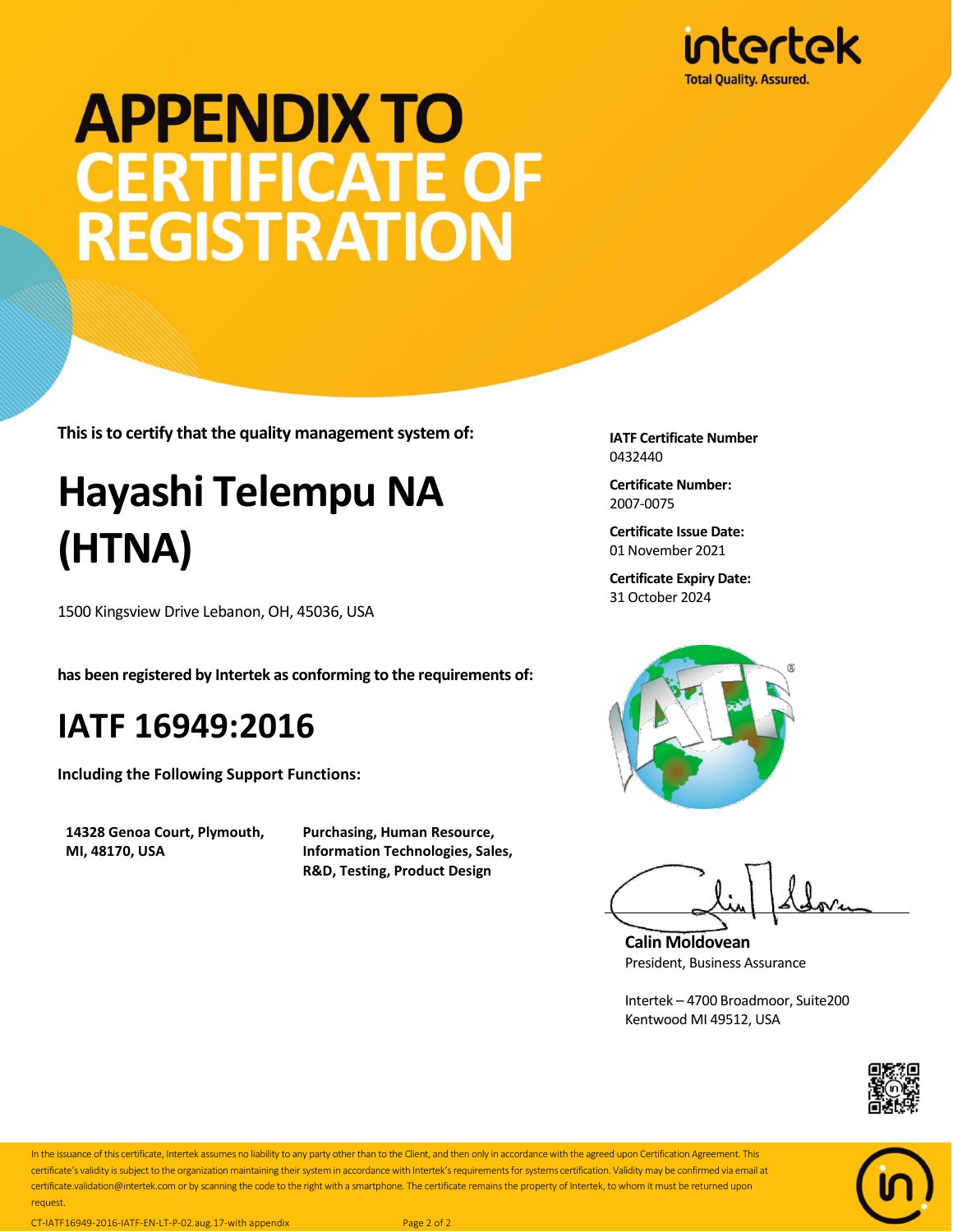intertek
Total Quality. Assured.

# APPENDIX TO CERTIFICATE OF REGISTRATION

**This is to certify that the quality management system of:**

## Hayashi Telempu NA (HTNA)

1500 Kingsview Drive Lebanon, OH, 45036, USA

**has been registered by Intertek as conforming to the requirements of:**

## IATF 16949:2016

**Including the Following Support Functions:**

| | |
|---|---|
| **14328 Genoa Court, Plymouth, MI, 48170, USA** | **Purchasing, Human Resource, Information Technologies, Sales, R&D, Testing, Product Design** |

**IATF Certificate Number**
0432440

**Certificate Number:**
2007-0075

**Certificate Issue Date:**
01 November 2021

**Certificate Expiry Date:**
31 October 2024

**Calin Moldovean**
President, Business Assurance

Intertek – 4700 Broadmoor, Suite200
Kentwood MI 49512, USA

In the issuance of this certificate, Intertek assumes no liability to any party other than to the Client, and then only in accordance with the agreed upon Certification Agreement. This certificate's validity is subject to the organization maintaining their system in accordance with Intertek's requirements for systems certification. Validity may be confirmed via email at certificate.validation@intertek.com or by scanning the code to the right with a smartphone. The certificate remains the property of Intertek, to whom it must be returned upon request.

CT-IATF16949-2016-IATF-EN-LT-P-02.aug.17-with appendix